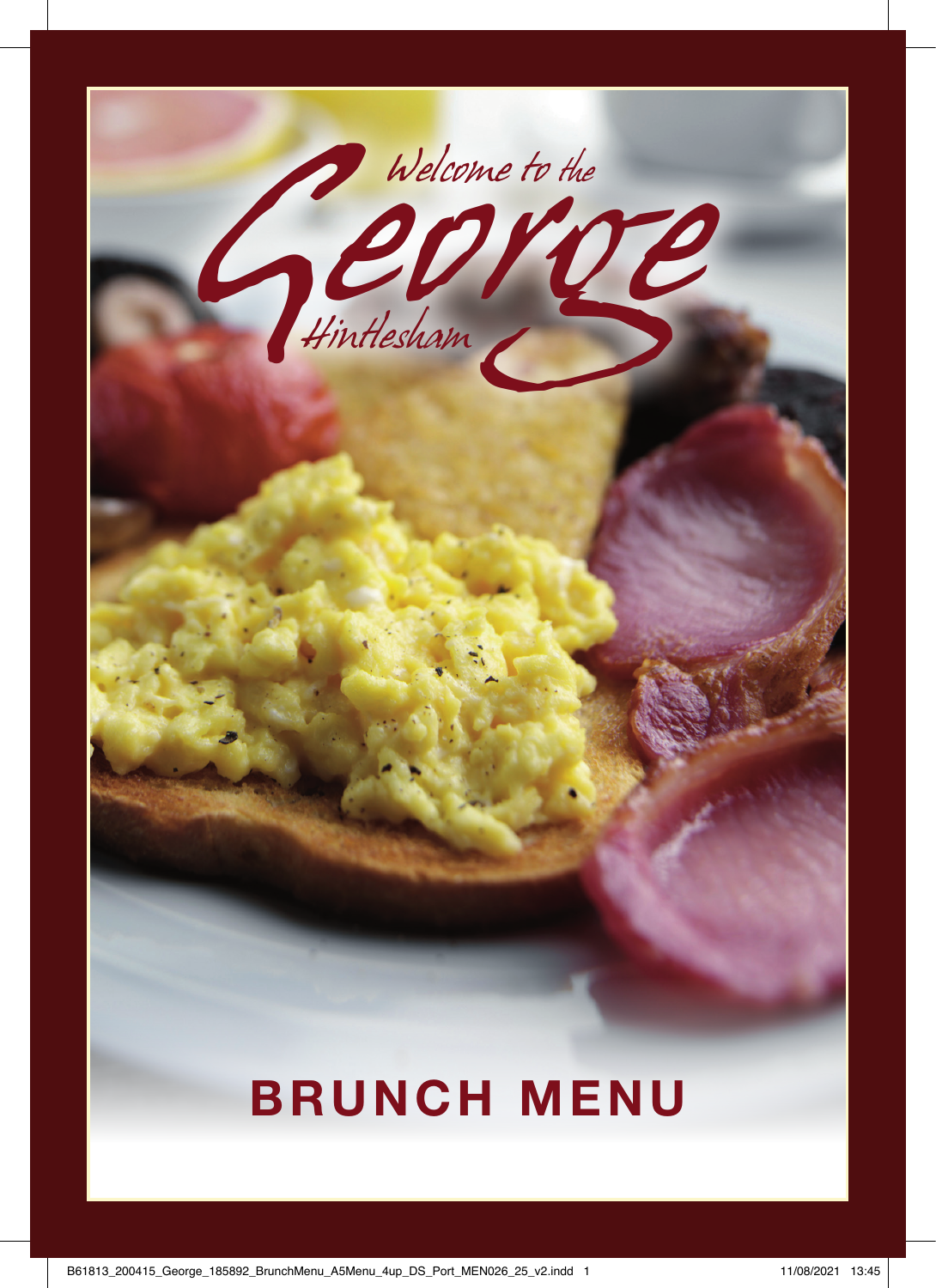*Welcome to the*

# George

*Hintlesham*

## BRUNCH MENU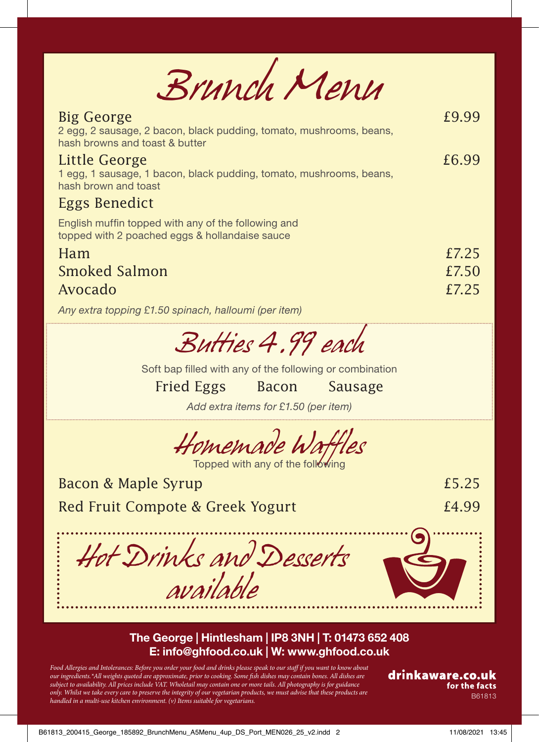# Brunch Menu

**Big George** — £9.99
2 egg, 2 sausage, 2 bacon, black pudding, tomato, mushrooms, beans, hash browns and toast & butter

**Little George** — £6.99
1 egg, 1 sausage, 1 bacon, black pudding, tomato, mushrooms, beans, hash brown and toast

**Eggs Benedict**

English muffin topped with any of the following and topped with 2 poached eggs & hollandaise sauce

| | |
|---|---|
| Ham | £7.25 |
| Smoked Salmon | £7.50 |
| Avocado | £7.25 |

*Any extra topping £1.50 spinach, halloumi (per item)*

## Butties 4.99 each

Soft bap filled with any of the following or combination

Fried Eggs    Bacon    Sausage

*Add extra items for £1.50 (per item)*

## Homemade Waffles

Topped with any of the following

| | |
|---|---|
| Bacon & Maple Syrup | £5.25 |
| Red Fruit Compote & Greek Yogurt | £4.99 |

## Hot Drinks and Desserts available

**The George | Hintlesham | IP8 3NH | T: 01473 652 408**
**E: info@ghfood.co.uk | W: www.ghfood.co.uk**

*Food Allergies and Intolerances: Before you order your food and drinks please speak to our staff if you want to know about our ingredients.*All weights quoted are approximate, prior to cooking. Some fish dishes may contain bones. All dishes are subject to availability. All prices include VAT. Wholetail may contain one or more tails. All photography is for guidance only. Whilst we take every care to preserve the integrity of our vegetarian products, we must advise that these products are handled in a multi-use kitchen environment. (v) Items suitable for vegetarians.*

drinkaware.co.uk for the facts

B61813